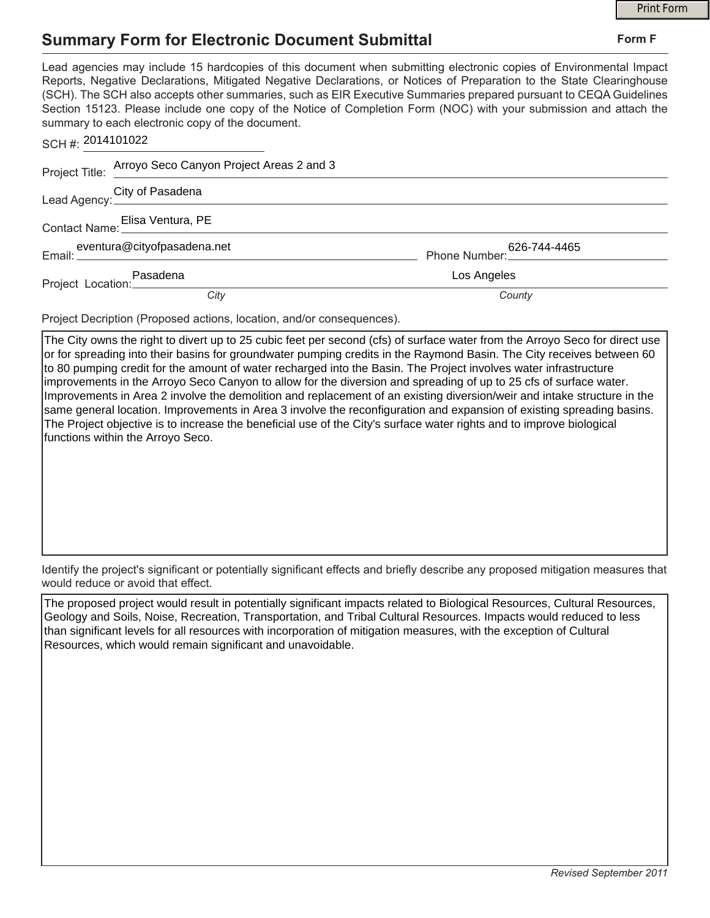# Summary Form for Electronic Document Submittal

**Form F**

Lead agencies may include 15 hardcopies of this document when submitting electronic copies of Environmental Impact Reports, Negative Declarations, Mitigated Negative Declarations, or Notices of Preparation to the State Clearinghouse (SCH). The SCH also accepts other summaries, such as EIR Executive Summaries prepared pursuant to CEQA Guidelines Section 15123. Please include one copy of the Notice of Completion Form (NOC) with your submission and attach the summary to each electronic copy of the document.

SCH #: 2014101022

Project Title: Arroyo Seco Canyon Project Areas 2 and 3

Lead Agency: City of Pasadena

Contact Name: Elisa Ventura, PE

Email: eventura@cityofpasadena.net Phone Number: 626-744-4465

Project Location: Pasadena (*City*) Los Angeles (*County*)

Project Decription (Proposed actions, location, and/or consequences).

The City owns the right to divert up to 25 cubic feet per second (cfs) of surface water from the Arroyo Seco for direct use or for spreading into their basins for groundwater pumping credits in the Raymond Basin. The City receives between 60 to 80 pumping credit for the amount of water recharged into the Basin. The Project involves water infrastructure improvements in the Arroyo Seco Canyon to allow for the diversion and spreading of up to 25 cfs of surface water. Improvements in Area 2 involve the demolition and replacement of an existing diversion/weir and intake structure in the same general location. Improvements in Area 3 involve the reconfiguration and expansion of existing spreading basins. The Project objective is to increase the beneficial use of the City's surface water rights and to improve biological functions within the Arroyo Seco.

Identify the project's significant or potentially significant effects and briefly describe any proposed mitigation measures that would reduce or avoid that effect.

The proposed project would result in potentially significant impacts related to Biological Resources, Cultural Resources, Geology and Soils, Noise, Recreation, Transportation, and Tribal Cultural Resources. Impacts would reduced to less than significant levels for all resources with incorporation of mitigation measures, with the exception of Cultural Resources, which would remain significant and unavoidable.

*Revised September 2011*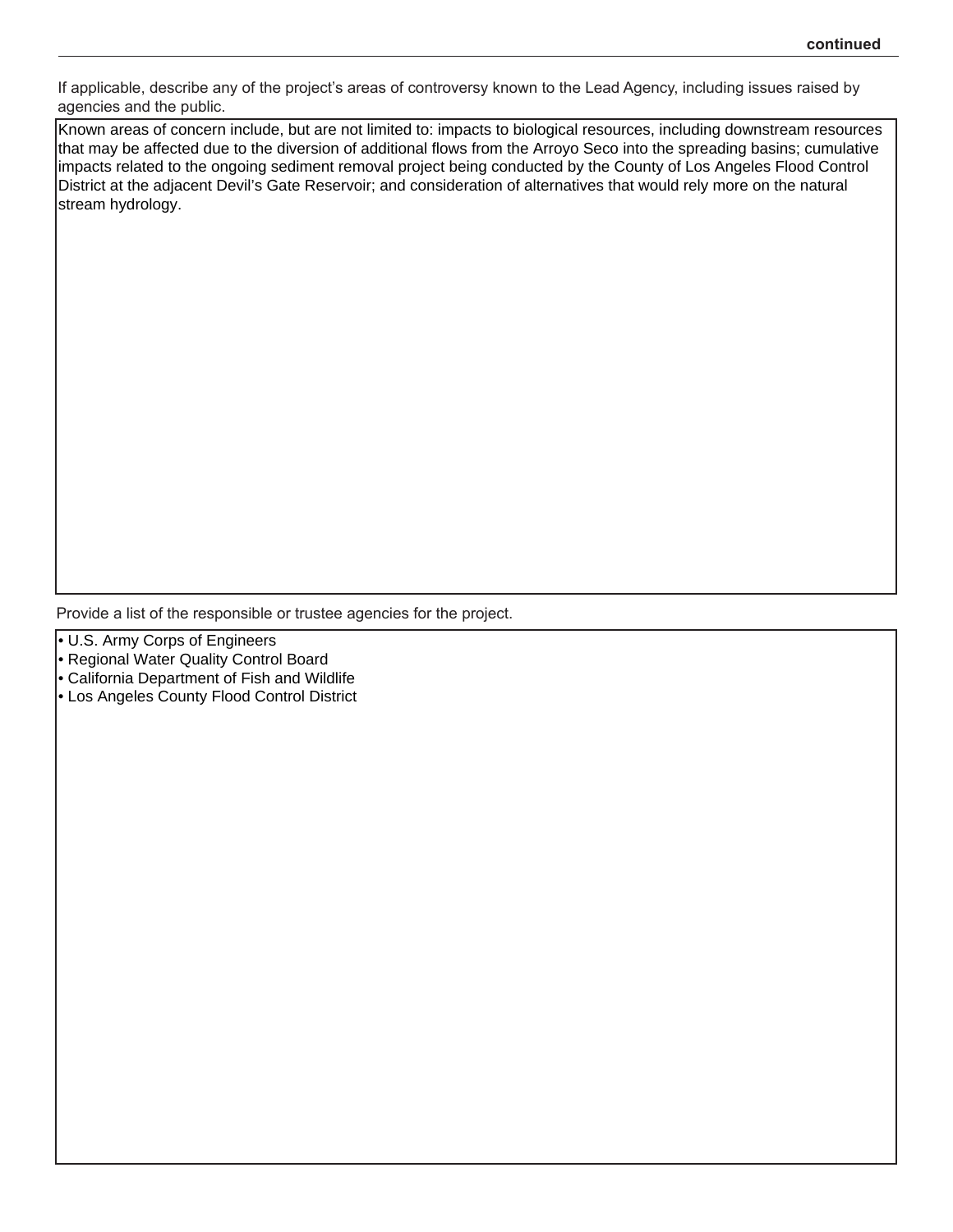If applicable, describe any of the project's areas of controversy known to the Lead Agency, including issues raised by agencies and the public.

Known areas of concern include, but are not limited to: impacts to biological resources, including downstream resources that may be affected due to the diversion of additional flows from the Arroyo Seco into the spreading basins; cumulative impacts related to the ongoing sediment removal project being conducted by the County of Los Angeles Flood Control District at the adjacent Devil's Gate Reservoir; and consideration of alternatives that would rely more on the natural stream hydrology.

Provide a list of the responsible or trustee agencies for the project.

- U.S. Army Corps of Engineers
- Regional Water Quality Control Board
- California Department of Fish and Wildlife
- Los Angeles County Flood Control District